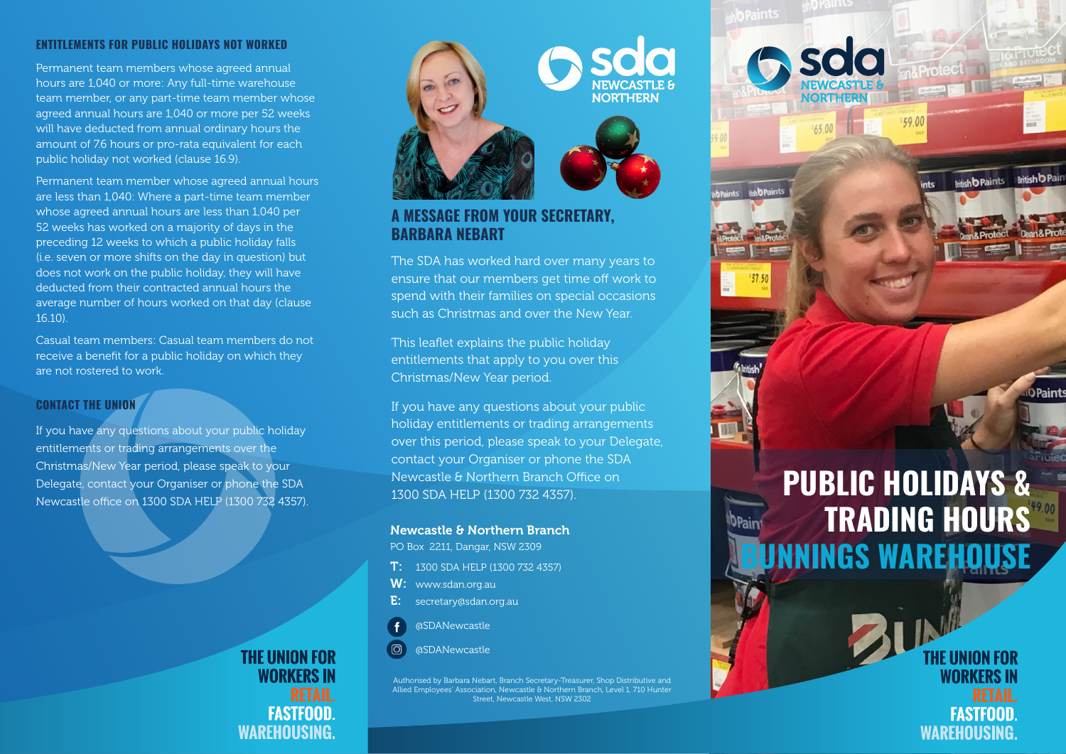## ENTITLEMENTS FOR PUBLIC HOLIDAYS NOT WORKED

Permanent team members whose agreed annual hours are 1,040 or more: Any full-time warehouse team member, or any part-time team member whose agreed annual hours are 1,040 or more per 52 weeks will have deducted from annual ordinary hours the amount of 7.6 hours or pro-rata equivalent for each public holiday not worked (clause 16.9).

Permanent team member whose agreed annual hours are less than 1,040: Where a part-time team member whose agreed annual hours are less than 1,040 per 52 weeks has worked on a majority of days in the preceding 12 weeks to which a public holiday falls (i.e. seven or more shifts on the day in question) but does not work on the public holiday, they will have deducted from their contracted annual hours the average number of hours worked on that day (clause 16.10).

Casual team members: Casual team members do not receive a benefit for a public holiday on which they are not rostered to work.

## CONTACT THE UNION

If you have any questions about your public holiday entitlements or trading arrangements over the Christmas/New Year period, please speak to your Delegate, contact your Organiser or phone the SDA Newcastle office on 1300 SDA HELP (1300 732 4357).

**THE UNION FOR WORKERS IN RETAIL. FASTFOOD. WAREHOUSING.**

sda NEWCASTLE & NORTHERN

## A MESSAGE FROM YOUR SECRETARY, BARBARA NEBART

The SDA has worked hard over many years to ensure that our members get time off work to spend with their families on special occasions such as Christmas and over the New Year.

This leaflet explains the public holiday entitlements that apply to you over this Christmas/New Year period.

If you have any questions about your public holiday entitlements or trading arrangements over this period, please speak to your Delegate, contact your Organiser or phone the SDA Newcastle & Northern Branch Office on 1300 SDA HELP (1300 732 4357).

**Newcastle & Northern Branch**

PO Box 2211, Dangar, NSW 2309

**T:** 1300 SDA HELP (1300 732 4357)

**W:** www.sdan.org.au

**E:** secretary@sdan.org.au

@SDANewcastle

@SDANewcastle

Authorised by Barbara Nebart, Branch Secretary-Treasurer, Shop Distributive and Allied Employees' Association, Newcastle & Northern Branch, Level 1, 710 Hunter Street, Newcastle West, NSW 2302

sda NEWCASTLE & NORTHERN

# PUBLIC HOLIDAYS & TRADING HOURS BUNNINGS WAREHOUSE

**THE UNION FOR WORKERS IN RETAIL. FASTFOOD. WAREHOUSING.**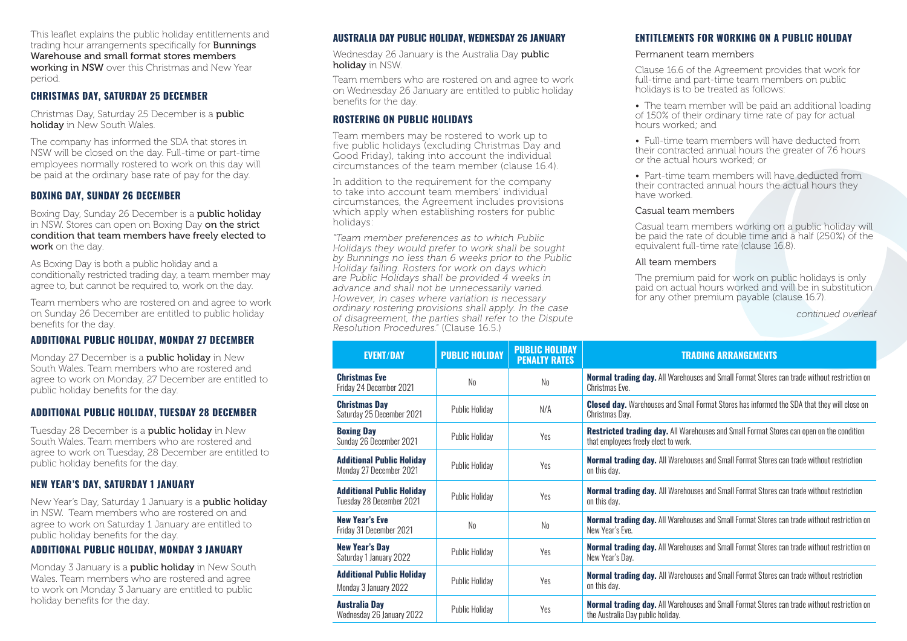This leaflet explains the public holiday entitlements and trading hour arrangements specifically for **Bunnings Warehouse and small format stores members working in NSW** over this Christmas and New Year period.

## CHRISTMAS DAY, SATURDAY 25 DECEMBER

Christmas Day, Saturday 25 December is a **public holiday** in New South Wales.

The company has informed the SDA that stores in NSW will be closed on the day. Full-time or part-time employees normally rostered to work on this day will be paid at the ordinary base rate of pay for the day.

## BOXING DAY, SUNDAY 26 DECEMBER

Boxing Day, Sunday 26 December is a **public holiday** in NSW. Stores can open on Boxing Day **on the strict condition that team members have freely elected to work** on the day.

As Boxing Day is both a public holiday and a conditionally restricted trading day, a team member may agree to, but cannot be required to, work on the day.

Team members who are rostered on and agree to work on Sunday 26 December are entitled to public holiday benefits for the day.

## ADDITIONAL PUBLIC HOLIDAY, MONDAY 27 DECEMBER

Monday 27 December is a **public holiday** in New South Wales. Team members who are rostered and agree to work on Monday, 27 December are entitled to public holiday benefits for the day.

## ADDITIONAL PUBLIC HOLIDAY, TUESDAY 28 DECEMBER

Tuesday 28 December is a **public holiday** in New South Wales. Team members who are rostered and agree to work on Tuesday, 28 December are entitled to public holiday benefits for the day.

## NEW YEAR'S DAY, SATURDAY 1 JANUARY

New Year's Day, Saturday 1 January is a **public holiday** in NSW. Team members who are rostered on and agree to work on Saturday 1 January are entitled to public holiday benefits for the day.

## ADDITIONAL PUBLIC HOLIDAY, MONDAY 3 JANUARY

Monday 3 January is a **public holiday** in New South Wales. Team members who are rostered and agree to work on Monday 3 January are entitled to public holiday benefits for the day.

## AUSTRALIA DAY PUBLIC HOLIDAY, WEDNESDAY 26 JANUARY

Wednesday 26 January is the Australia Day **public holiday** in NSW.

Team members who are rostered on and agree to work on Wednesday 26 January are entitled to public holiday benefits for the day.

## ROSTERING ON PUBLIC HOLIDAYS

Team members may be rostered to work up to five public holidays (excluding Christmas Day and Good Friday), taking into account the individual circumstances of the team member (clause 16.4).

In addition to the requirement for the company to take into account team members' individual circumstances, the Agreement includes provisions which apply when establishing rosters for public holidays:

*"Team member preferences as to which Public Holidays they would prefer to work shall be sought by Bunnings no less than 6 weeks prior to the Public Holiday falling. Rosters for work on days which are Public Holidays shall be provided 4 weeks in advance and shall not be unnecessarily varied. However, in cases where variation is necessary ordinary rostering provisions shall apply. In the case of disagreement, the parties shall refer to the Dispute Resolution Procedures."* (Clause 16.5.)

## ENTITLEMENTS FOR WORKING ON A PUBLIC HOLIDAY

### Permanent team members

Clause 16.6 of the Agreement provides that work for full-time and part-time team members on public holidays is to be treated as follows:

- The team member will be paid an additional loading of 150% of their ordinary time rate of pay for actual hours worked; and
- Full-time team members will have deducted from their contracted annual hours the greater of 7.6 hours or the actual hours worked; or
- Part-time team members will have deducted from their contracted annual hours the actual hours they have worked.

### Casual team members

Casual team members working on a public holiday will be paid the rate of double time and a half (250%) of the equivalent full-time rate (clause 16.8).

### All team members

The premium paid for work on public holidays is only paid on actual hours worked and will be in substitution for any other premium payable (clause 16.7).

*continued overleaf*

| EVENT/DAY | PUBLIC HOLIDAY | PUBLIC HOLIDAY PENALTY RATES | TRADING ARRANGEMENTS |
|---|---|---|---|
| **Christmas Eve** Friday 24 December 2021 | No | No | **Normal trading day.** All Warehouses and Small Format Stores can trade without restriction on Christmas Eve. |
| **Christmas Day** Saturday 25 December 2021 | Public Holiday | N/A | **Closed day.** Warehouses and Small Format Stores has informed the SDA that they will close on Christmas Day. |
| **Boxing Day** Sunday 26 December 2021 | Public Holiday | Yes | **Restricted trading day.** All Warehouses and Small Format Stores can open on the condition that employees freely elect to work. |
| **Additional Public Holiday** Monday 27 December 2021 | Public Holiday | Yes | **Normal trading day.** All Warehouses and Small Format Stores can trade without restriction on this day. |
| **Additional Public Holiday** Tuesday 28 December 2021 | Public Holiday | Yes | **Normal trading day.** All Warehouses and Small Format Stores can trade without restriction on this day. |
| **New Year's Eve** Friday 31 December 2021 | No | No | **Normal trading day.** All Warehouses and Small Format Stores can trade without restriction on New Year's Eve. |
| **New Year's Day** Saturday 1 January 2022 | Public Holiday | Yes | **Normal trading day.** All Warehouses and Small Format Stores can trade without restriction on New Year's Day. |
| **Additional Public Holiday** Monday 3 January 2022 | Public Holiday | Yes | **Normal trading day.** All Warehouses and Small Format Stores can trade without restriction on this day. |
| **Australia Day** Wednesday 26 January 2022 | Public Holiday | Yes | **Normal trading day.** All Warehouses and Small Format Stores can trade without restriction on the Australia Day public holiday. |